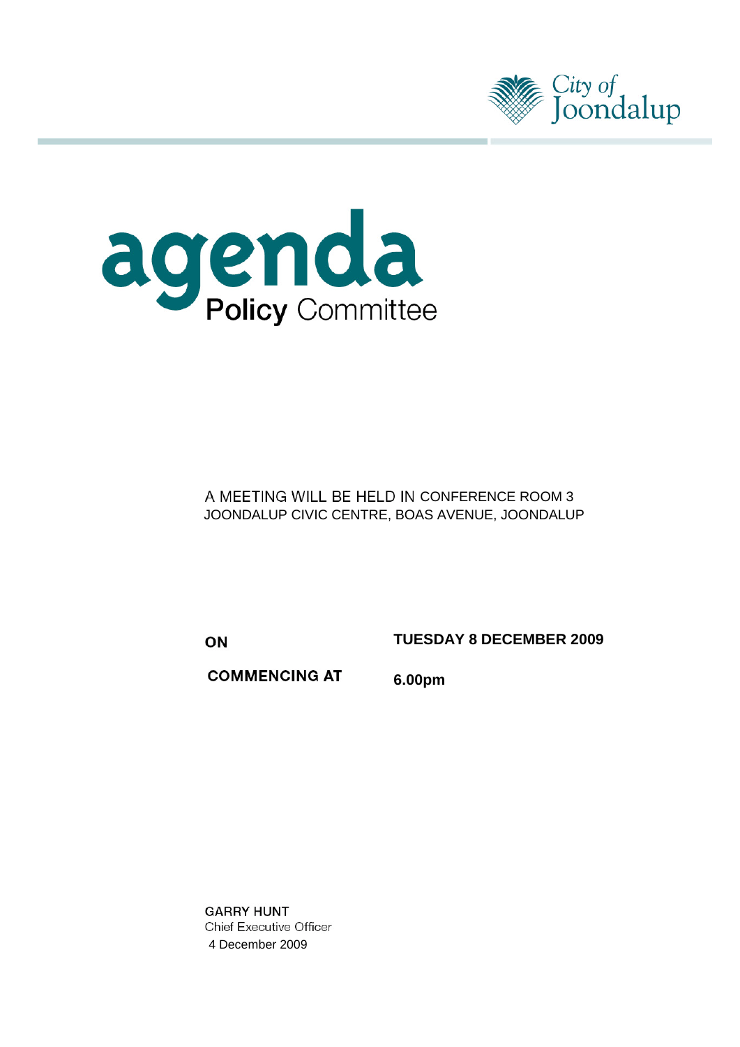City of Joondalup

# agenda
## Policy Committee

A MEETING WILL BE HELD IN CONFERENCE ROOM 3
JOONDALUP CIVIC CENTRE, BOAS AVENUE, JOONDALUP

**ON** **TUESDAY 8 DECEMBER 2009**

**COMMENCING AT** **6.00pm**

GARRY HUNT
Chief Executive Officer
4 December 2009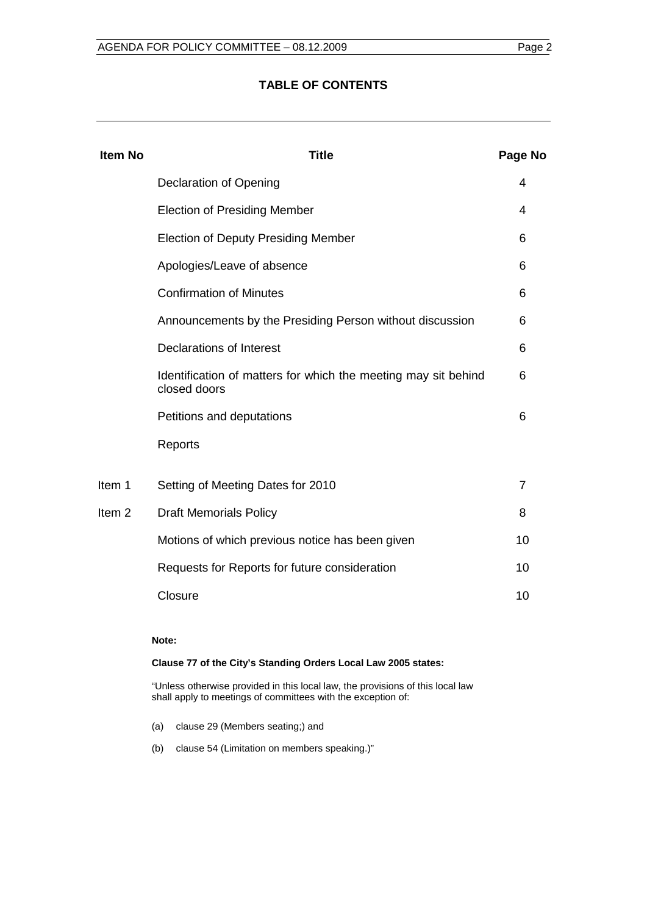## TABLE OF CONTENTS

| Item No | Title | Page No |
|---|---|---|
| | Declaration of Opening | 4 |
| | Election of Presiding Member | 4 |
| | Election of Deputy Presiding Member | 6 |
| | Apologies/Leave of absence | 6 |
| | Confirmation of Minutes | 6 |
| | Announcements by the Presiding Person without discussion | 6 |
| | Declarations of Interest | 6 |
| | Identification of matters for which the meeting may sit behind closed doors | 6 |
| | Petitions and deputations | 6 |
| | Reports | |
| Item 1 | Setting of Meeting Dates for 2010 | 7 |
| Item 2 | Draft Memorials Policy | 8 |
| | Motions of which previous notice has been given | 10 |
| | Requests for Reports for future consideration | 10 |
| | Closure | 10 |

**Note:**

**Clause 77 of the City's Standing Orders Local Law 2005 states:**

"Unless otherwise provided in this local law, the provisions of this local law shall apply to meetings of committees with the exception of:

(a) clause 29 (Members seating;) and

(b) clause 54 (Limitation on members speaking.)"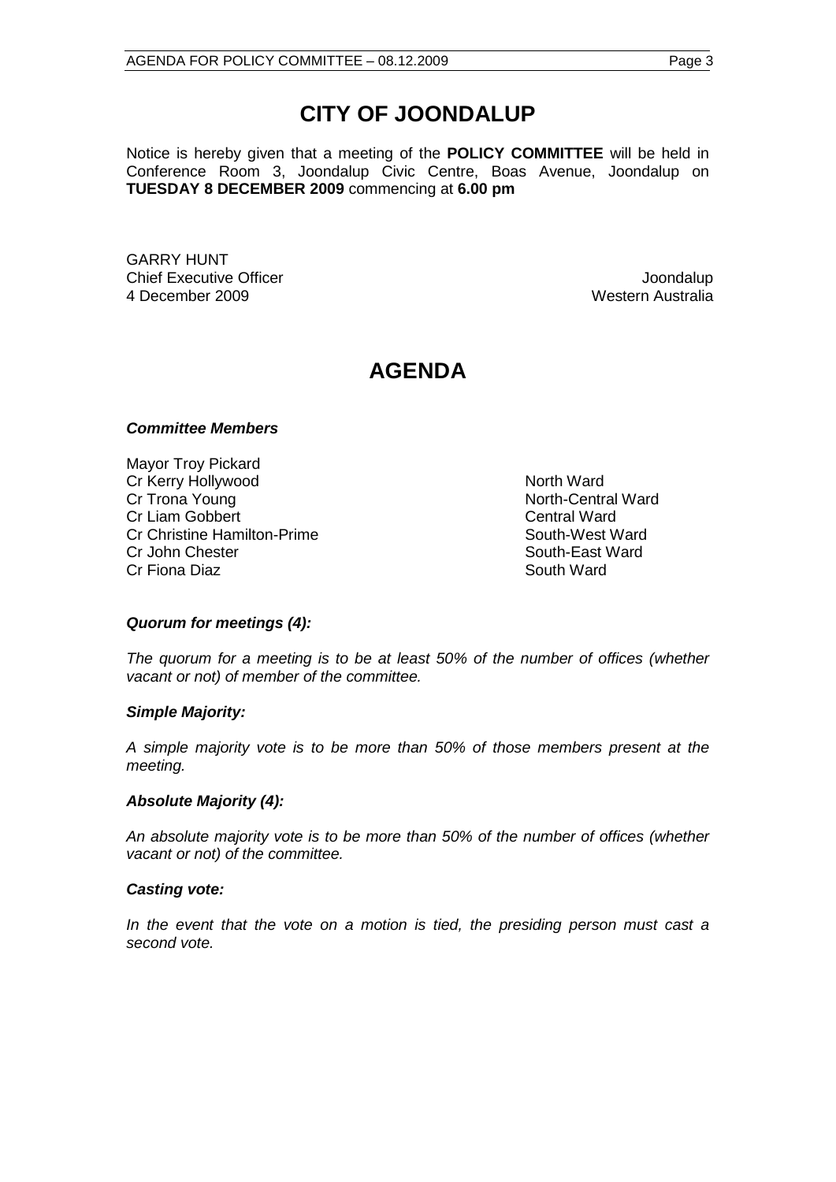# CITY OF JOONDALUP

Notice is hereby given that a meeting of the **POLICY COMMITTEE** will be held in Conference Room 3, Joondalup Civic Centre, Boas Avenue, Joondalup on **TUESDAY 8 DECEMBER 2009** commencing at **6.00 pm**

GARRY HUNT
Chief Executive Officer
4 December 2009

Joondalup
Western Australia

# AGENDA

***Committee Members***

| | |
|---|---|
| Mayor Troy Pickard | |
| Cr Kerry Hollywood | North Ward |
| Cr Trona Young | North-Central Ward |
| Cr Liam Gobbert | Central Ward |
| Cr Christine Hamilton-Prime | South-West Ward |
| Cr John Chester | South-East Ward |
| Cr Fiona Diaz | South Ward |

***Quorum for meetings (4):***

*The quorum for a meeting is to be at least 50% of the number of offices (whether vacant or not) of member of the committee.*

***Simple Majority:***

*A simple majority vote is to be more than 50% of those members present at the meeting.*

***Absolute Majority (4):***

*An absolute majority vote is to be more than 50% of the number of offices (whether vacant or not) of the committee.*

***Casting vote:***

*In the event that the vote on a motion is tied, the presiding person must cast a second vote.*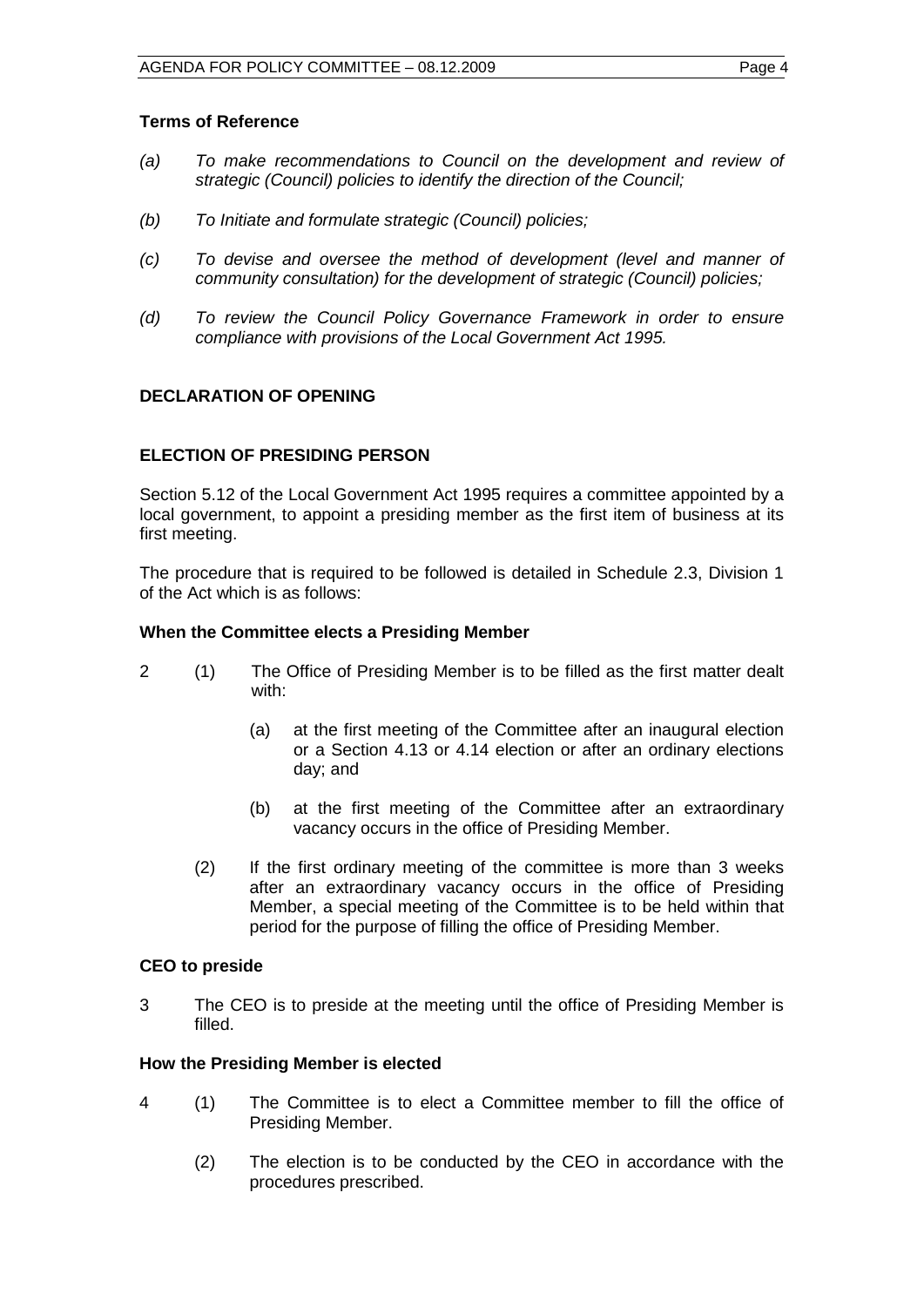**Terms of Reference**

*(a) To make recommendations to Council on the development and review of strategic (Council) policies to identify the direction of the Council;*

*(b) To Initiate and formulate strategic (Council) policies;*

*(c) To devise and oversee the method of development (level and manner of community consultation) for the development of strategic (Council) policies;*

*(d) To review the Council Policy Governance Framework in order to ensure compliance with provisions of the Local Government Act 1995.*

## DECLARATION OF OPENING

## ELECTION OF PRESIDING PERSON

Section 5.12 of the Local Government Act 1995 requires a committee appointed by a local government, to appoint a presiding member as the first item of business at its first meeting.

The procedure that is required to be followed is detailed in Schedule 2.3, Division 1 of the Act which is as follows:

**When the Committee elects a Presiding Member**

2 (1) The Office of Presiding Member is to be filled as the first matter dealt with:

(a) at the first meeting of the Committee after an inaugural election or a Section 4.13 or 4.14 election or after an ordinary elections day; and

(b) at the first meeting of the Committee after an extraordinary vacancy occurs in the office of Presiding Member.

(2) If the first ordinary meeting of the committee is more than 3 weeks after an extraordinary vacancy occurs in the office of Presiding Member, a special meeting of the Committee is to be held within that period for the purpose of filling the office of Presiding Member.

**CEO to preside**

3 The CEO is to preside at the meeting until the office of Presiding Member is filled.

**How the Presiding Member is elected**

4 (1) The Committee is to elect a Committee member to fill the office of Presiding Member.

(2) The election is to be conducted by the CEO in accordance with the procedures prescribed.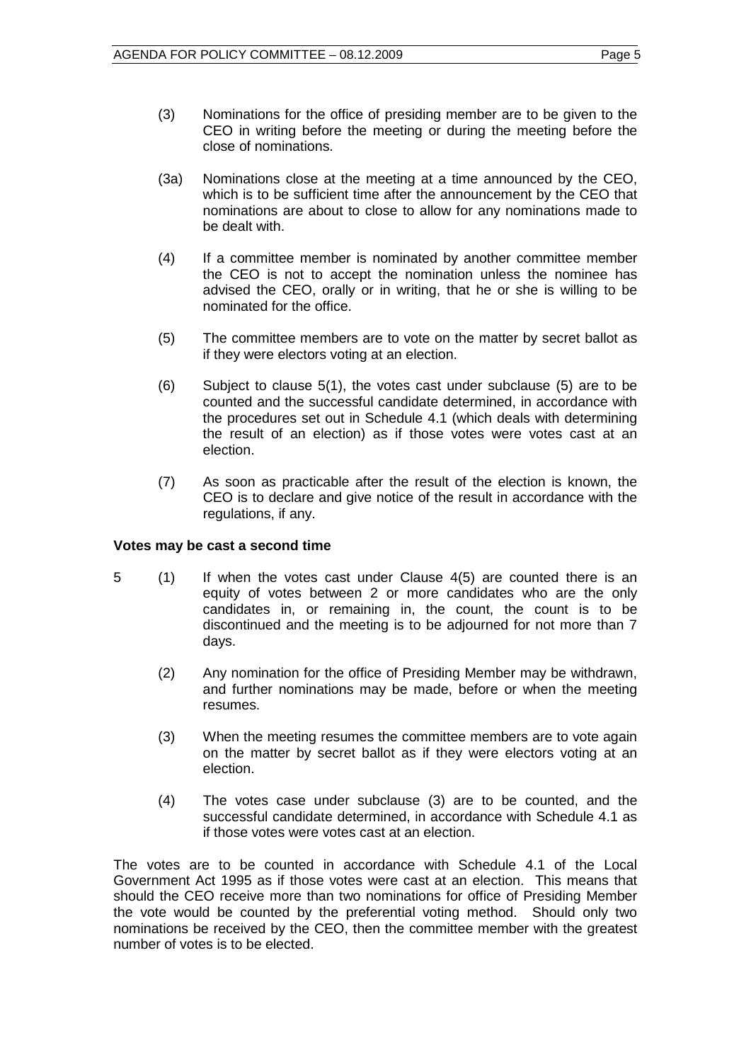(3) Nominations for the office of presiding member are to be given to the CEO in writing before the meeting or during the meeting before the close of nominations.

(3a) Nominations close at the meeting at a time announced by the CEO, which is to be sufficient time after the announcement by the CEO that nominations are about to close to allow for any nominations made to be dealt with.

(4) If a committee member is nominated by another committee member the CEO is not to accept the nomination unless the nominee has advised the CEO, orally or in writing, that he or she is willing to be nominated for the office.

(5) The committee members are to vote on the matter by secret ballot as if they were electors voting at an election.

(6) Subject to clause 5(1), the votes cast under subclause (5) are to be counted and the successful candidate determined, in accordance with the procedures set out in Schedule 4.1 (which deals with determining the result of an election) as if those votes were votes cast at an election.

(7) As soon as practicable after the result of the election is known, the CEO is to declare and give notice of the result in accordance with the regulations, if any.

**Votes may be cast a second time**

5 (1) If when the votes cast under Clause 4(5) are counted there is an equity of votes between 2 or more candidates who are the only candidates in, or remaining in, the count, the count is to be discontinued and the meeting is to be adjourned for not more than 7 days.

(2) Any nomination for the office of Presiding Member may be withdrawn, and further nominations may be made, before or when the meeting resumes.

(3) When the meeting resumes the committee members are to vote again on the matter by secret ballot as if they were electors voting at an election.

(4) The votes case under subclause (3) are to be counted, and the successful candidate determined, in accordance with Schedule 4.1 as if those votes were votes cast at an election.

The votes are to be counted in accordance with Schedule 4.1 of the Local Government Act 1995 as if those votes were cast at an election. This means that should the CEO receive more than two nominations for office of Presiding Member the vote would be counted by the preferential voting method. Should only two nominations be received by the CEO, then the committee member with the greatest number of votes is to be elected.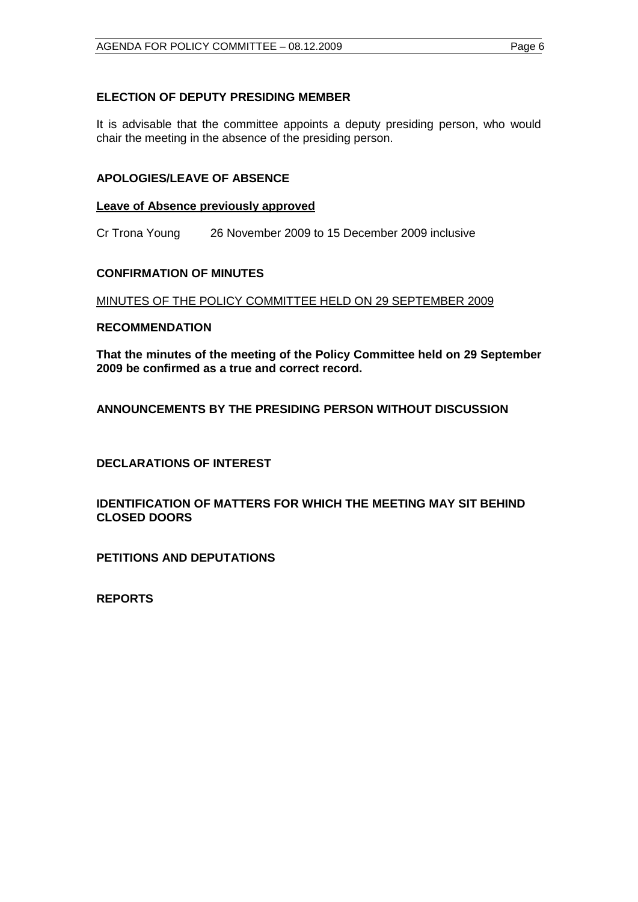## ELECTION OF DEPUTY PRESIDING MEMBER

It is advisable that the committee appoints a deputy presiding person, who would chair the meeting in the absence of the presiding person.

## APOLOGIES/LEAVE OF ABSENCE

**Leave of Absence previously approved**

Cr Trona Young 26 November 2009 to 15 December 2009 inclusive

## CONFIRMATION OF MINUTES

MINUTES OF THE POLICY COMMITTEE HELD ON 29 SEPTEMBER 2009

**RECOMMENDATION**

**That the minutes of the meeting of the Policy Committee held on 29 September 2009 be confirmed as a true and correct record.**

## ANNOUNCEMENTS BY THE PRESIDING PERSON WITHOUT DISCUSSION

## DECLARATIONS OF INTEREST

## IDENTIFICATION OF MATTERS FOR WHICH THE MEETING MAY SIT BEHIND CLOSED DOORS

## PETITIONS AND DEPUTATIONS

## REPORTS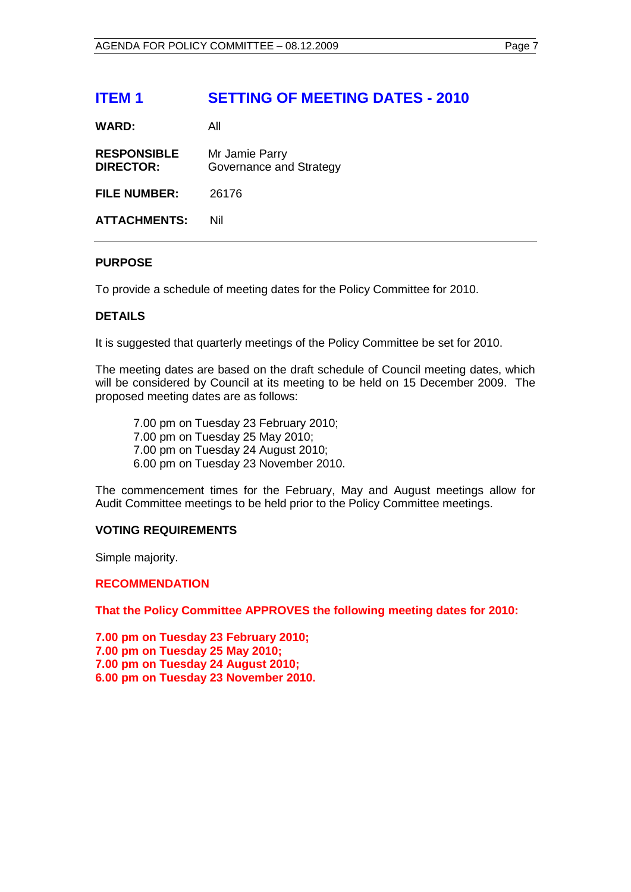# ITEM 1 SETTING OF MEETING DATES - 2010

**WARD:** All

**RESPONSIBLE DIRECTOR:** Mr Jamie Parry
Governance and Strategy

**FILE NUMBER:** 26176

**ATTACHMENTS:** Nil

---

**PURPOSE**

To provide a schedule of meeting dates for the Policy Committee for 2010.

**DETAILS**

It is suggested that quarterly meetings of the Policy Committee be set for 2010.

The meeting dates are based on the draft schedule of Council meeting dates, which will be considered by Council at its meeting to be held on 15 December 2009. The proposed meeting dates are as follows:

> 7.00 pm on Tuesday 23 February 2010;
> 7.00 pm on Tuesday 25 May 2010;
> 7.00 pm on Tuesday 24 August 2010;
> 6.00 pm on Tuesday 23 November 2010.

The commencement times for the February, May and August meetings allow for Audit Committee meetings to be held prior to the Policy Committee meetings.

**VOTING REQUIREMENTS**

Simple majority.

**RECOMMENDATION**

**That the Policy Committee APPROVES the following meeting dates for 2010:**

**7.00 pm on Tuesday 23 February 2010;**
**7.00 pm on Tuesday 25 May 2010;**
**7.00 pm on Tuesday 24 August 2010;**
**6.00 pm on Tuesday 23 November 2010.**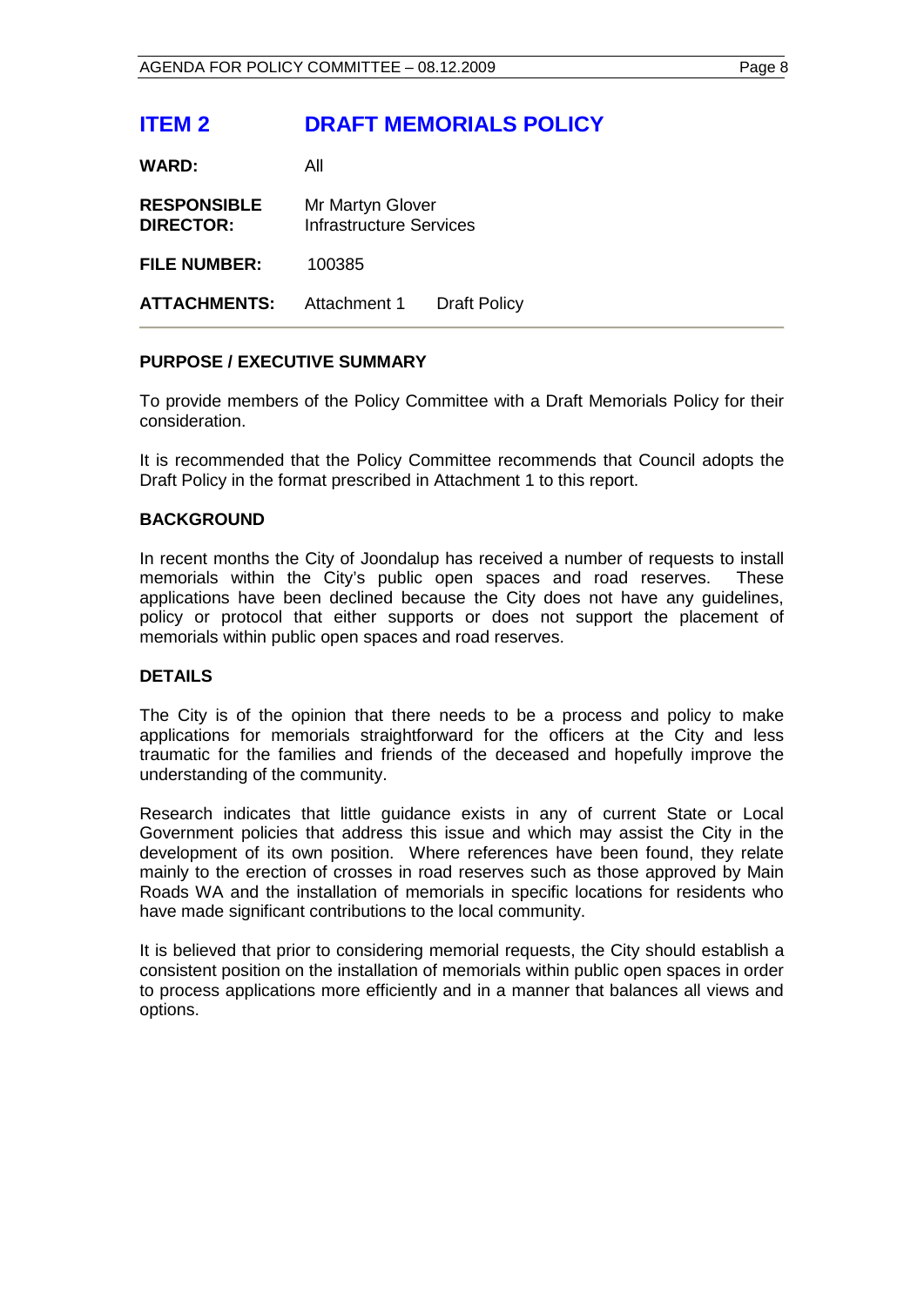# ITEM 2 DRAFT MEMORIALS POLICY

| | |
|---|---|
| **WARD:** | All |
| **RESPONSIBLE DIRECTOR:** | Mr Martyn Glover<br>Infrastructure Services |
| **FILE NUMBER:** | 100385 |
| **ATTACHMENTS:** | Attachment 1 Draft Policy |

## PURPOSE / EXECUTIVE SUMMARY

To provide members of the Policy Committee with a Draft Memorials Policy for their consideration.

It is recommended that the Policy Committee recommends that Council adopts the Draft Policy in the format prescribed in Attachment 1 to this report.

## BACKGROUND

In recent months the City of Joondalup has received a number of requests to install memorials within the City's public open spaces and road reserves. These applications have been declined because the City does not have any guidelines, policy or protocol that either supports or does not support the placement of memorials within public open spaces and road reserves.

## DETAILS

The City is of the opinion that there needs to be a process and policy to make applications for memorials straightforward for the officers at the City and less traumatic for the families and friends of the deceased and hopefully improve the understanding of the community.

Research indicates that little guidance exists in any of current State or Local Government policies that address this issue and which may assist the City in the development of its own position. Where references have been found, they relate mainly to the erection of crosses in road reserves such as those approved by Main Roads WA and the installation of memorials in specific locations for residents who have made significant contributions to the local community.

It is believed that prior to considering memorial requests, the City should establish a consistent position on the installation of memorials within public open spaces in order to process applications more efficiently and in a manner that balances all views and options.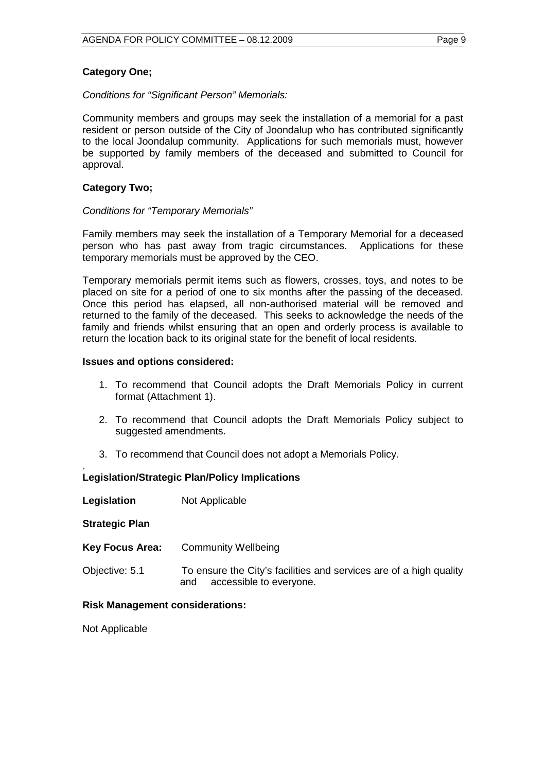**Category One;**

*Conditions for "Significant Person" Memorials:*

Community members and groups may seek the installation of a memorial for a past resident or person outside of the City of Joondalup who has contributed significantly to the local Joondalup community. Applications for such memorials must, however be supported by family members of the deceased and submitted to Council for approval.

**Category Two;**

*Conditions for "Temporary Memorials"*

Family members may seek the installation of a Temporary Memorial for a deceased person who has past away from tragic circumstances. Applications for these temporary memorials must be approved by the CEO.

Temporary memorials permit items such as flowers, crosses, toys, and notes to be placed on site for a period of one to six months after the passing of the deceased. Once this period has elapsed, all non-authorised material will be removed and returned to the family of the deceased. This seeks to acknowledge the needs of the family and friends whilst ensuring that an open and orderly process is available to return the location back to its original state for the benefit of local residents.

**Issues and options considered:**

1. To recommend that Council adopts the Draft Memorials Policy in current format (Attachment 1).
2. To recommend that Council adopts the Draft Memorials Policy subject to suggested amendments.
3. To recommend that Council does not adopt a Memorials Policy.

**Legislation/Strategic Plan/Policy Implications**

**Legislation** Not Applicable

**Strategic Plan**

**Key Focus Area:** Community Wellbeing

Objective: 5.1 To ensure the City's facilities and services are of a high quality and accessible to everyone.

**Risk Management considerations:**

Not Applicable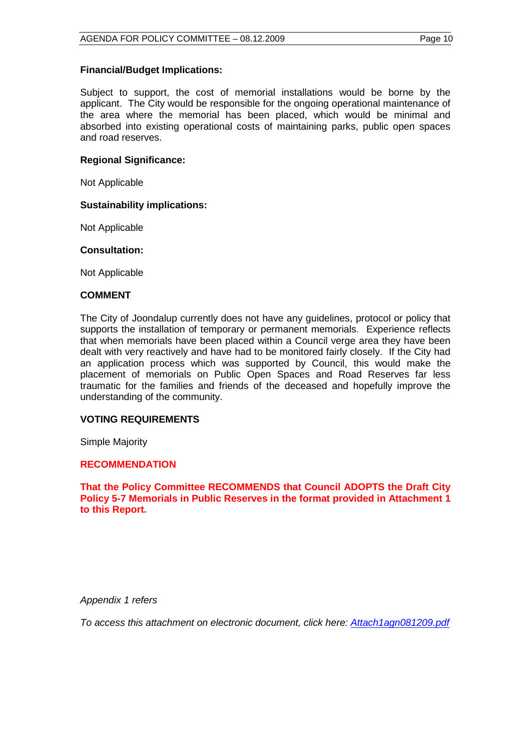**Financial/Budget Implications:**

Subject to support, the cost of memorial installations would be borne by the applicant. The City would be responsible for the ongoing operational maintenance of the area where the memorial has been placed, which would be minimal and absorbed into existing operational costs of maintaining parks, public open spaces and road reserves.

**Regional Significance:**

Not Applicable

**Sustainability implications:**

Not Applicable

**Consultation:**

Not Applicable

**COMMENT**

The City of Joondalup currently does not have any guidelines, protocol or policy that supports the installation of temporary or permanent memorials. Experience reflects that when memorials have been placed within a Council verge area they have been dealt with very reactively and have had to be monitored fairly closely. If the City had an application process which was supported by Council, this would make the placement of memorials on Public Open Spaces and Road Reserves far less traumatic for the families and friends of the deceased and hopefully improve the understanding of the community.

**VOTING REQUIREMENTS**

Simple Majority

**RECOMMENDATION**

**That the Policy Committee RECOMMENDS that Council ADOPTS the Draft City Policy 5-7 Memorials in Public Reserves in the format provided in Attachment 1 to this Report.**

*Appendix 1 refers*

*To access this attachment on electronic document, click here: Attach1agn081209.pdf*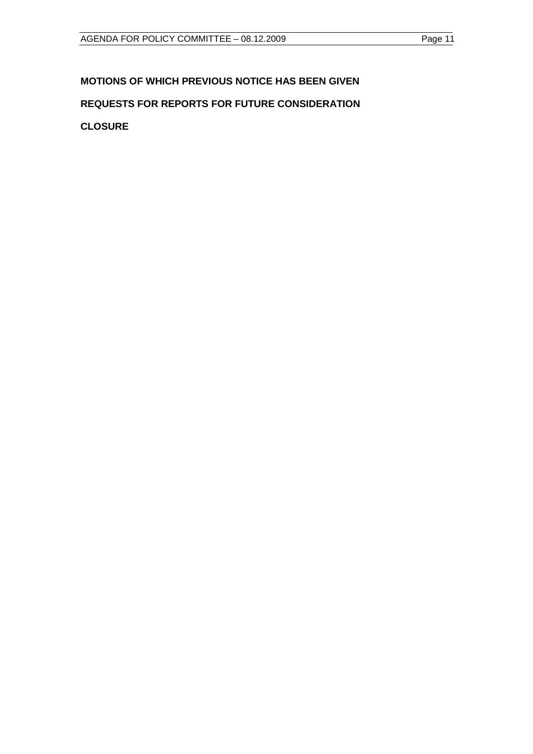**MOTIONS OF WHICH PREVIOUS NOTICE HAS BEEN GIVEN**

**REQUESTS FOR REPORTS FOR FUTURE CONSIDERATION**

**CLOSURE**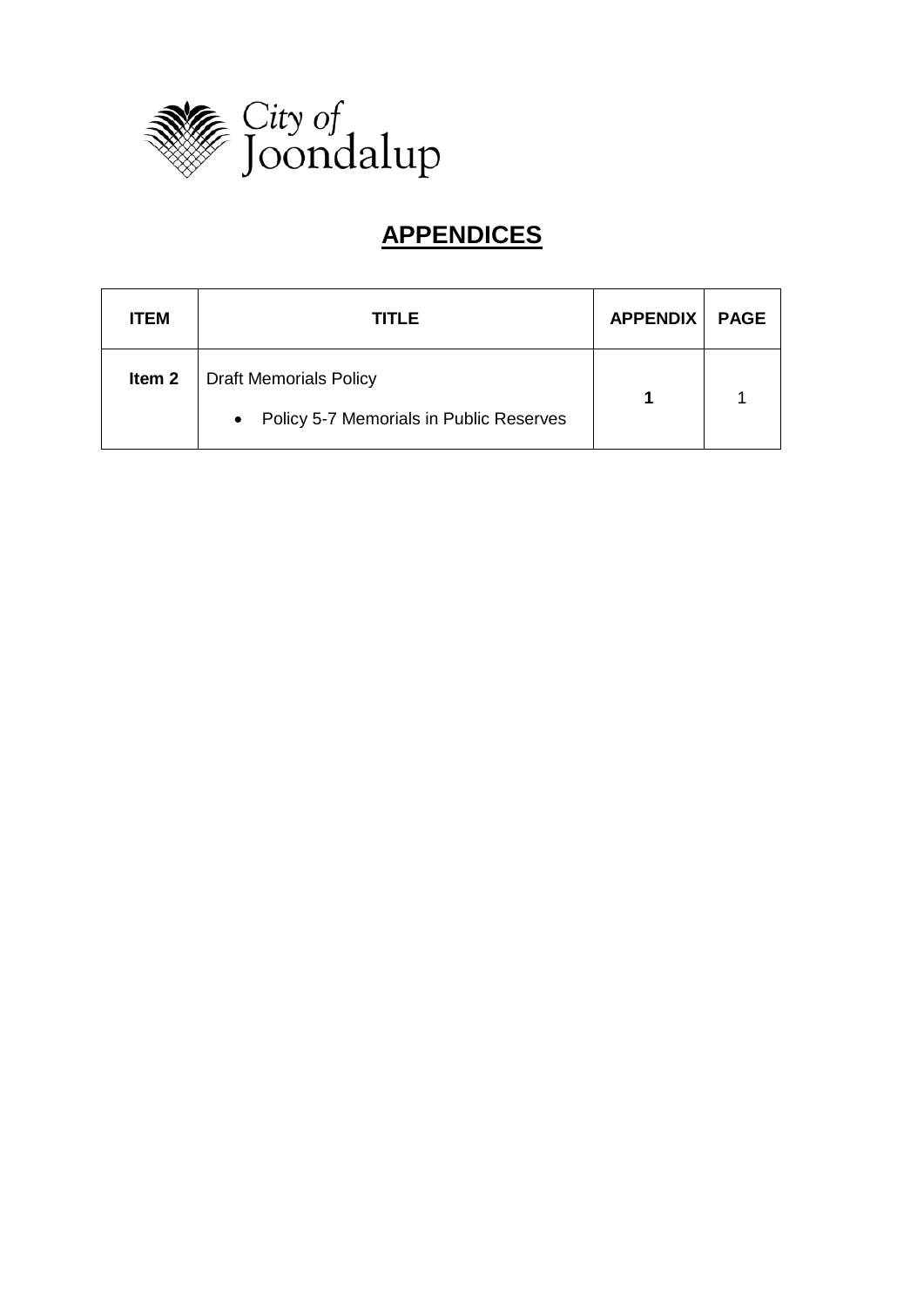City of Joondalup

# APPENDICES

| ITEM | TITLE | APPENDIX | PAGE |
|---|---|---|---|
| **Item 2** | Draft Memorials Policy<br>• Policy 5-7 Memorials in Public Reserves | **1** | 1 |